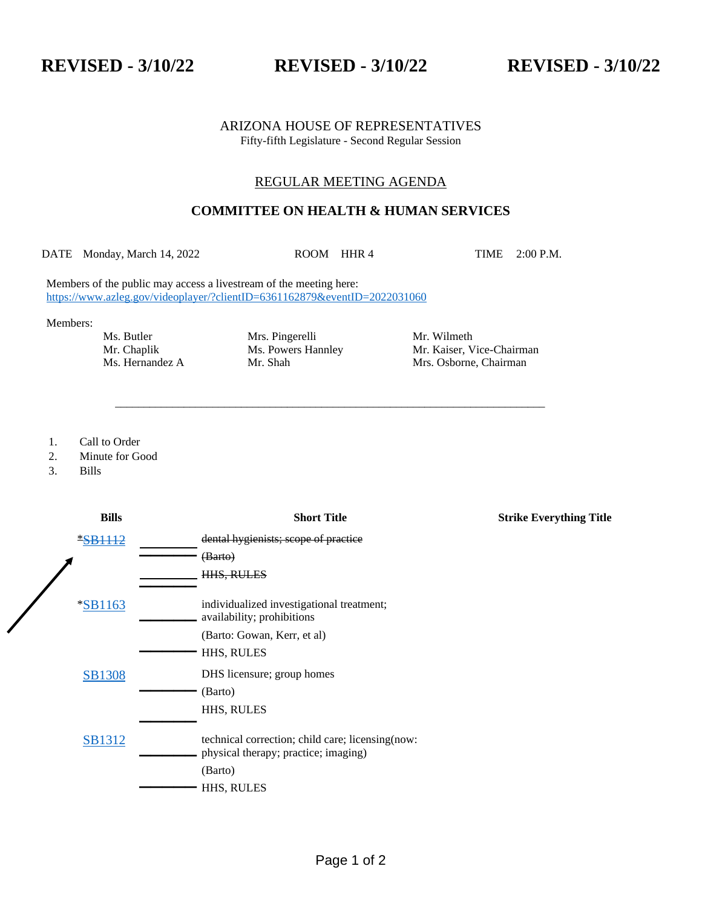**REVISED - 3/10/22 REVISED - 3/10/22 REVISED - 3/10/22**

ARIZONA HOUSE OF REPRESENTATIVES
Fifty-fifth Legislature - Second Regular Session

## REGULAR MEETING AGENDA

## COMMITTEE ON HEALTH & HUMAN SERVICES

DATE Monday, March 14, 2022 ROOM HHR 4 TIME 2:00 P.M.

Members of the public may access a livestream of the meeting here:
https://www.azleg.gov/videoplayer/?clientID=6361162879&eventID=2022031060

Members:

| | | |
|---|---|---|
| Ms. Butler | Mrs. Pingerelli | Mr. Wilmeth |
| Mr. Chaplik | Ms. Powers Hannley | Mr. Kaiser, Vice-Chairman |
| Ms. Hernandez A | Mr. Shah | Mrs. Osborne, Chairman |

1. Call to Order
2. Minute for Good
3. Bills

| Bills | Short Title | Strike Everything Title |
|---|---|---|
| ~~*SB1112~~ | ~~dental hygienists; scope of practice~~<br>~~(Barto)~~<br>~~HHS, RULES~~ | |
| *SB1163 | individualized investigational treatment; availability; prohibitions<br>(Barto: Gowan, Kerr, et al)<br>HHS, RULES | |
| SB1308 | DHS licensure; group homes<br>(Barto)<br>HHS, RULES | |
| SB1312 | technical correction; child care; licensing(now: physical therapy; practice; imaging)<br>(Barto)<br>HHS, RULES | |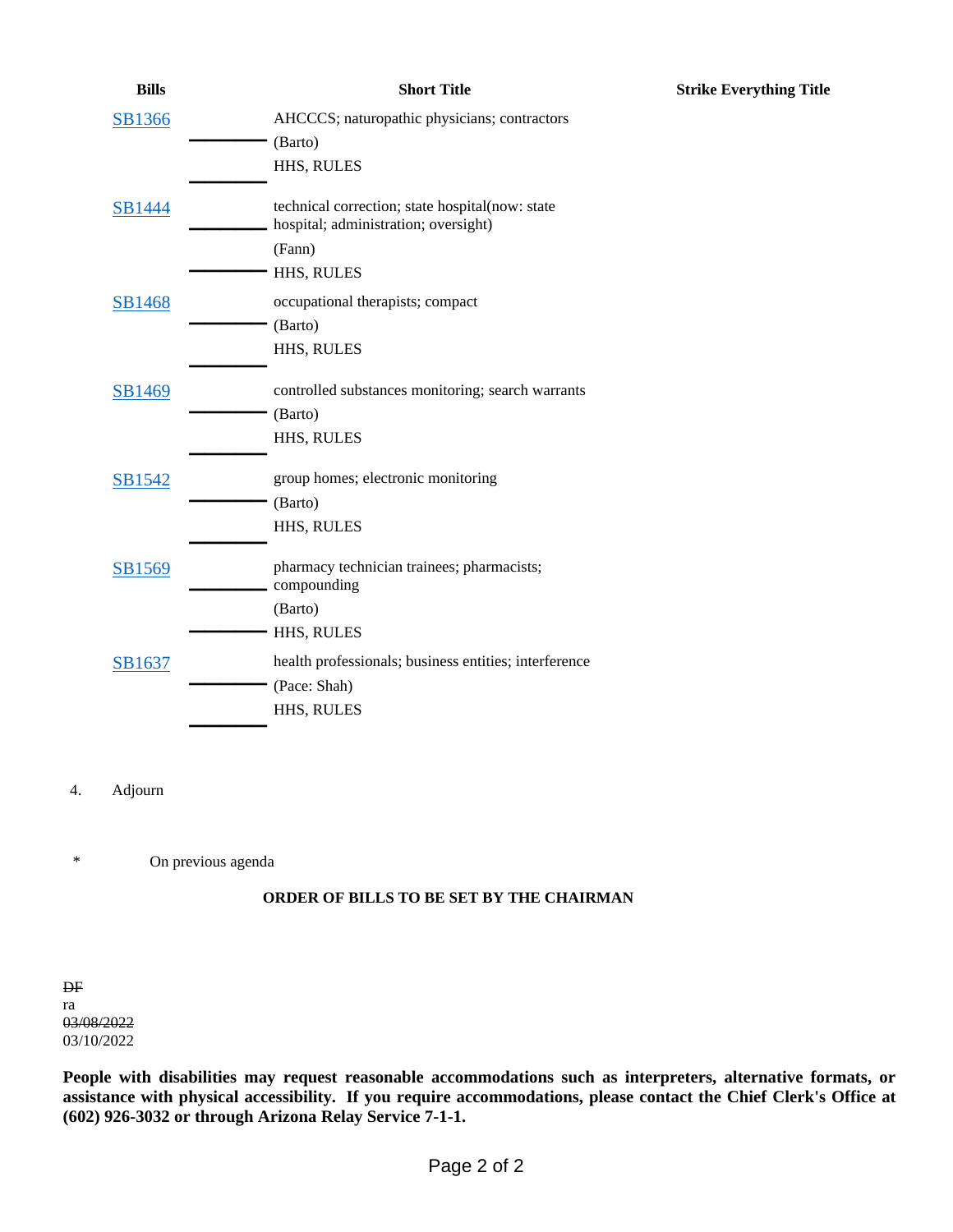| Bills | | Short Title | Strike Everything Title |
|---|---|---|---|
| SB1366 | | AHCCCS; naturopathic physicians; contractors (Barto) HHS, RULES | |
| SB1444 | | technical correction; state hospital(now: state hospital; administration; oversight) (Fann) HHS, RULES | |
| SB1468 | | occupational therapists; compact (Barto) HHS, RULES | |
| SB1469 | | controlled substances monitoring; search warrants (Barto) HHS, RULES | |
| SB1542 | | group homes; electronic monitoring (Barto) HHS, RULES | |
| SB1569 | | pharmacy technician trainees; pharmacists; compounding (Barto) HHS, RULES | |
| SB1637 | | health professionals; business entities; interference (Pace: Shah) HHS, RULES | |

4. Adjourn

\* On previous agenda

**ORDER OF BILLS TO BE SET BY THE CHAIRMAN**

~~DF~~
ra
~~03/08/2022~~
03/10/2022

**People with disabilities may request reasonable accommodations such as interpreters, alternative formats, or assistance with physical accessibility. If you require accommodations, please contact the Chief Clerk's Office at (602) 926-3032 or through Arizona Relay Service 7-1-1.**